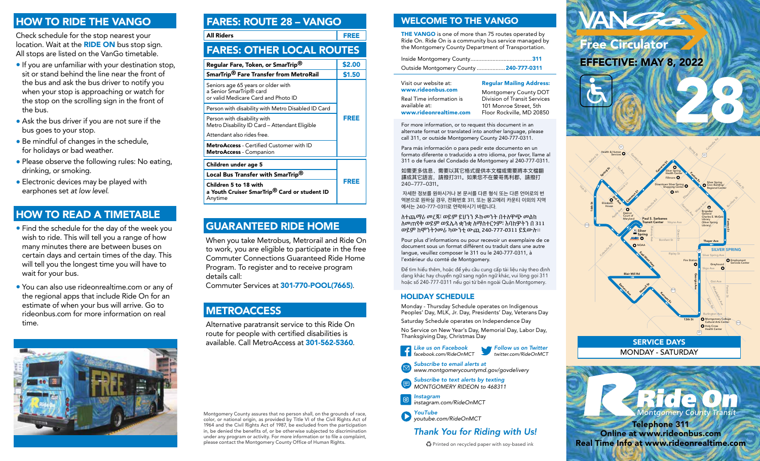## HOW TO RIDE THE VANGO

Check schedule for the stop nearest your location. Wait at the **RIDE ON** bus stop sign. All stops are listed on the VanGo timetable.

- If you are unfamiliar with your destination stop, sit or stand behind the line near the front of the bus and ask the bus driver to notify you when your stop is approaching or watch for the stop on the scrolling sign in the front of the bus.
- Ask the bus driver if you are not sure if the bus goes to your stop.
- Be mindful of changes in the schedule, for holidays or bad weather.
- Please observe the following rules: No eating, drinking, or smoking.
- Electronic devices may be played with earphones set *at low level.*

## HOW TO READ A TIMETABLE

- Find the schedule for the day of the week you wish to ride. This will tell you a range of how many minutes there are between buses on certain days and certain times of the day. This will tell you the longest time you will have to wait for your bus.
- You can also use rideonrealtime.com or any of the regional apps that include Ride On for an estimate of when your bus will arrive. Go to rideonbus.com for more information on real time.

## FARES: ROUTE 28 – VANGO

| All Riders | FREE |
|---|---|

## FARES: OTHER LOCAL ROUTES

| Fare | Cost |
|---|---|
| **Regular Fare, Token, or SmarTrip®** | **$2.00** |
| **SmarTrip® Fare Transfer from MetroRail** | **$1.50** |
| Seniors age 65 years or older with a Senior SmarTrip® card or valid Medicare Card and Photo ID | **FREE** |
| Person with disability with Metro Disabled ID Card | **FREE** |
| Person with disability with Metro Disability ID Card – Attendant Eligible. Attendant also rides free. | **FREE** |
| **MetroAccess** - Certified Customer with ID; **MetroAccess** - Companion | **FREE** |
| **Children under age 5** | **FREE** |
| **Local Bus Transfer with SmarTrip®** | **FREE** |
| **Children 5 to 18 with a Youth Cruiser SmarTrip® Card or student ID** Anytime | **FREE** |

## GUARANTEED RIDE HOME

When you take Metrobus, Metrorail and Ride On to work, you are eligible to participate in the free Commuter Connections Guaranteed Ride Home Program. To register and to receive program details call:
Commuter Services at **301-770-POOL(7665)**.

## METROACCESS

Alternative paratransit service to this Ride On route for people with certified disabilities is available. Call MetroAccess at **301-562-5360**.

Montgomery County assures that no person shall, on the grounds of race, color, or national origin, as provided by Title VI of the Civil Rights Act of 1964 and the Civil Rights Act of 1987, be excluded from the participation in, be denied the benefits of, or be otherwise subjected to discrimination under any program or activity. For more information or to file a complaint, please contact the Montgomery County Office of Human Rights.

## WELCOME TO THE VANGO

**THE VANGO** is one of more than 75 routes operated by Ride On. Ride On is a community bus service managed by the Montgomery County Department of Transportation.

Inside Montgomery County........................................**311**
Outside Montgomery County ..................**240-777-0311**

Visit our website at: **www.rideonbus.com**

Real Time information is available at: **www.rideonrealtime.com**

**Regular Mailing Address:**
Montgomery County DOT
Division of Transit Services
101 Monroe Street, 5th Floor Rockville, MD 20850

For more information, or to request this document in an alternate format or translated into another language, please call 311, or outside Montgomery County 240-777-0311.

Para más información o para pedir este documento en un formato diferente o traducido a otro idioma, por favor, llame al 311 o de fuera del Condado de Montgomery al 240-777-0311.

如需更多信息、需要以其它格式提供本文檔或需要將本文檔翻譯成其它語言，請撥打311。如果您不在蒙哥馬利郡，請撥打240–777–0311。

자세한 정보를 원하시거나 본 문서를 다른 형식 또는 다른 언어로의 번역본으로 원하실 경우, 전화번호 311, 또는 몽고메리 카운티 이외의 지역에서는 240-777-0311로 연락하시기 바랍니다.

ለተጨማሪ መረጃ፡ ወይም ይህንን ዶኩመንት በተለዋጭ መልክ ለመጠየቅ ወይም ወደሌላ ቋንቋ ለማስተርጎም፡ እባክዎትን በ 311 ወይም ከሞንትጎመሪ ካውንቲ ውጪ 240-777-0311 ይደውሉ።

Pour plus d'informations ou pour recevoir un exemplaire de ce document sous un format différent ou traduit dans une autre langue, veuillez composer le 311 ou le 240-777-0311, à l'extérieur du comté de Montgomery.

Để tìm hiểu thêm, hoặc để yêu cầu cung cấp tài liệu này theo định dạng khác hay chuyển ngữ sang ngôn ngữ khác, vui lòng gọi 311 hoặc số 240-777-0311 nếu gọi từ bên ngoài Quận Montgomery.

### HOLIDAY SCHEDULE

Monday - Thursday Schedule operates on Indigenous Peoples' Day, MLK, Jr. Day, Presidents' Day, Veterans Day

Saturday Schedule operates on Independence Day

No Service on New Year's Day, Memorial Day, Labor Day, Thanksgiving Day, Christmas Day

*Like us on Facebook* facebook.com/RideOnMCT

*Follow us on Twitter* twitter.com/RideOnMCT

*Subscribe to email alerts at* www.montgomerycountymd.gov/govdelivery

*Subscribe to text alerts by texting* MONTGOMERY RIDEON to 468311

*Instagram* instagram.com/RideOnMCT

*YouTube* youtube.com/RideOnMCT

*Thank You for Riding with Us!*

Printed on recycled paper with soy-based ink

# VANGO Free Circulator

## EFFECTIVE: MAY 8, 2022

# 28

**SERVICE DAYS**
MONDAY - SATURDAY

Ride On
Montgomery County Transit

**Telephone 311**
**Online at www.rideonbus.com**
**Real Time Info at www.rideonrealtime.com**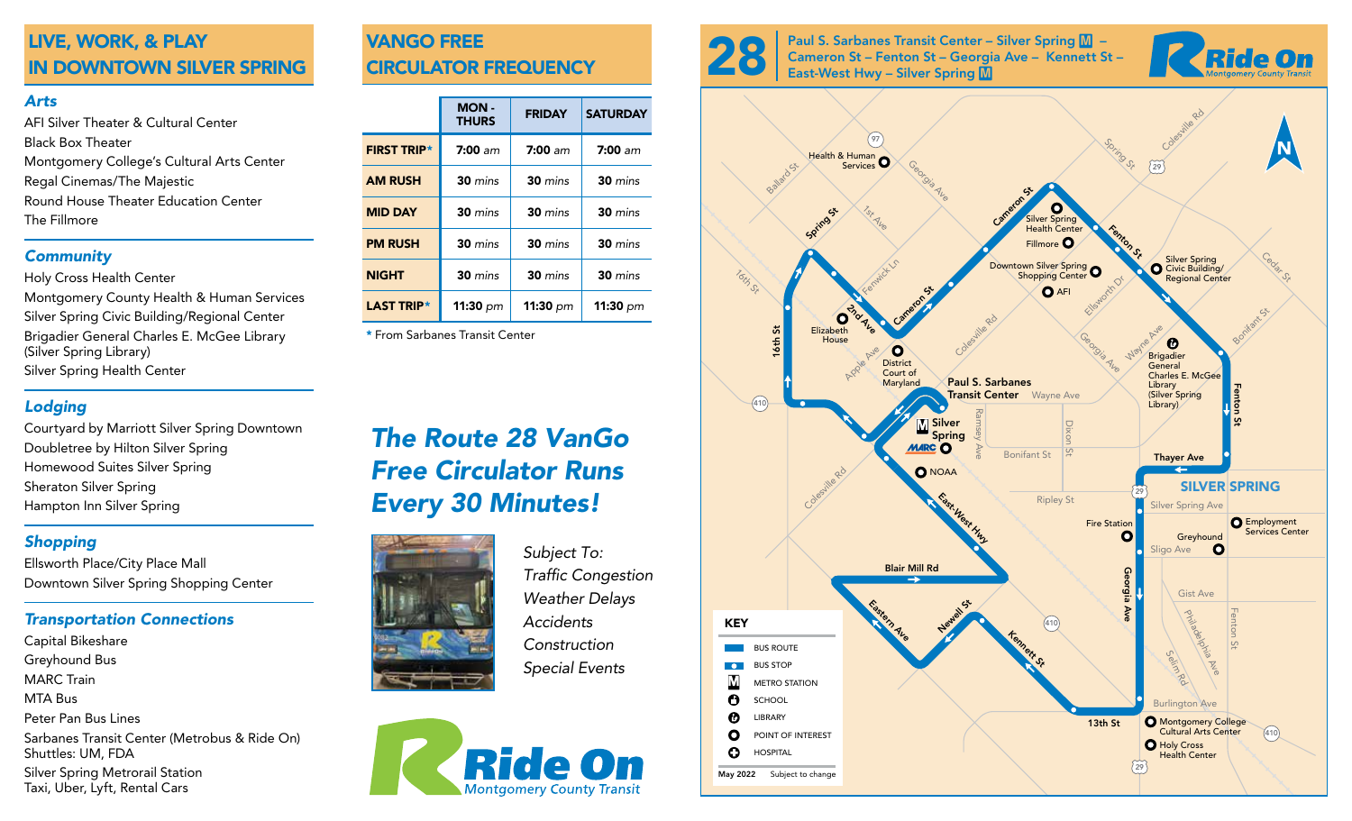## LIVE, WORK, & PLAY IN DOWNTOWN SILVER SPRING

### *Arts*

AFI Silver Theater & Cultural Center
Black Box Theater
Montgomery College's Cultural Arts Center
Regal Cinemas/The Majestic
Round House Theater Education Center
The Fillmore

### *Community*

Holy Cross Health Center
Montgomery County Health & Human Services
Silver Spring Civic Building/Regional Center
Brigadier General Charles E. McGee Library (Silver Spring Library)
Silver Spring Health Center

### *Lodging*

Courtyard by Marriott Silver Spring Downtown
Doubletree by Hilton Silver Spring
Homewood Suites Silver Spring
Sheraton Silver Spring
Hampton Inn Silver Spring

### *Shopping*

Ellsworth Place/City Place Mall
Downtown Silver Spring Shopping Center

### *Transportation Connections*

Capital Bikeshare
Greyhound Bus
MARC Train
MTA Bus
Peter Pan Bus Lines
Sarbanes Transit Center (Metrobus & Ride On)
Shuttles: UM, FDA
Silver Spring Metrorail Station
Taxi, Uber, Lyft, Rental Cars

## VANGO FREE CIRCULATOR FREQUENCY

| | MON - THURS | FRIDAY | SATURDAY |
|---|---|---|---|
| **FIRST TRIP*** | **7:00** *am* | **7:00** *am* | **7:00** *am* |
| **AM RUSH** | **30** *mins* | **30** *mins* | **30** *mins* |
| **MID DAY** | **30** *mins* | **30** *mins* | **30** *mins* |
| **PM RUSH** | **30** *mins* | **30** *mins* | **30** *mins* |
| **NIGHT** | **30** *mins* | **30** *mins* | **30** *mins* |
| **LAST TRIP*** | **11:30** *pm* | **11:30** *pm* | **11:30** *pm* |

\* From Sarbanes Transit Center

## *The Route 28 VanGo Free Circulator Runs Every 30 Minutes!*

*Subject To:*
*Traffic Congestion*
*Weather Delays*
*Accidents*
*Construction*
*Special Events*

Ride On
Montgomery County Transit

## 28 Paul S. Sarbanes Transit Center – Silver Spring M – Cameron St – Fenton St – Georgia Ave – Kennett St – East-West Hwy – Silver Spring M

Ride On
Montgomery County Transit

Health & Human Services
Silver Spring Health Center
Fillmore
Downtown Silver Spring Shopping Center
AFI
Silver Spring Civic Building/Regional Center
Elizabeth House
District Court of Maryland
Paul S. Sarbanes Transit Center
Brigadier General Charles E. McGee Library (Silver Spring Library)
Silver Spring
NOAA
Fire Station
Greyhound
Employment Services Center
SILVER SPRING
Montgomery College Cultural Arts Center
Holy Cross Health Center

Spring St, Cameron St, Fenton St, 2nd Ave, 16th St, East-West Hwy, Blair Mill Rd, Eastern Ave, Newell St, Kennett St, 13th St, Georgia Ave, Thayer Ave, Wayne Ave, Bonifant St, Ripley St, Silver Spring Ave, Sligo Ave, Gist Ave, Burlington Ave, Colesville Rd, Ballard St, 1st Ave, Fenwick Ln, Apple Ave, Ramsey Ave, Dixon St, Ellsworth Dr, Cedar St, Philadelphia Ave, Selim Rd

**KEY**
BUS ROUTE
BUS STOP
METRO STATION
SCHOOL
LIBRARY
POINT OF INTEREST
HOSPITAL

May 2022 Subject to change